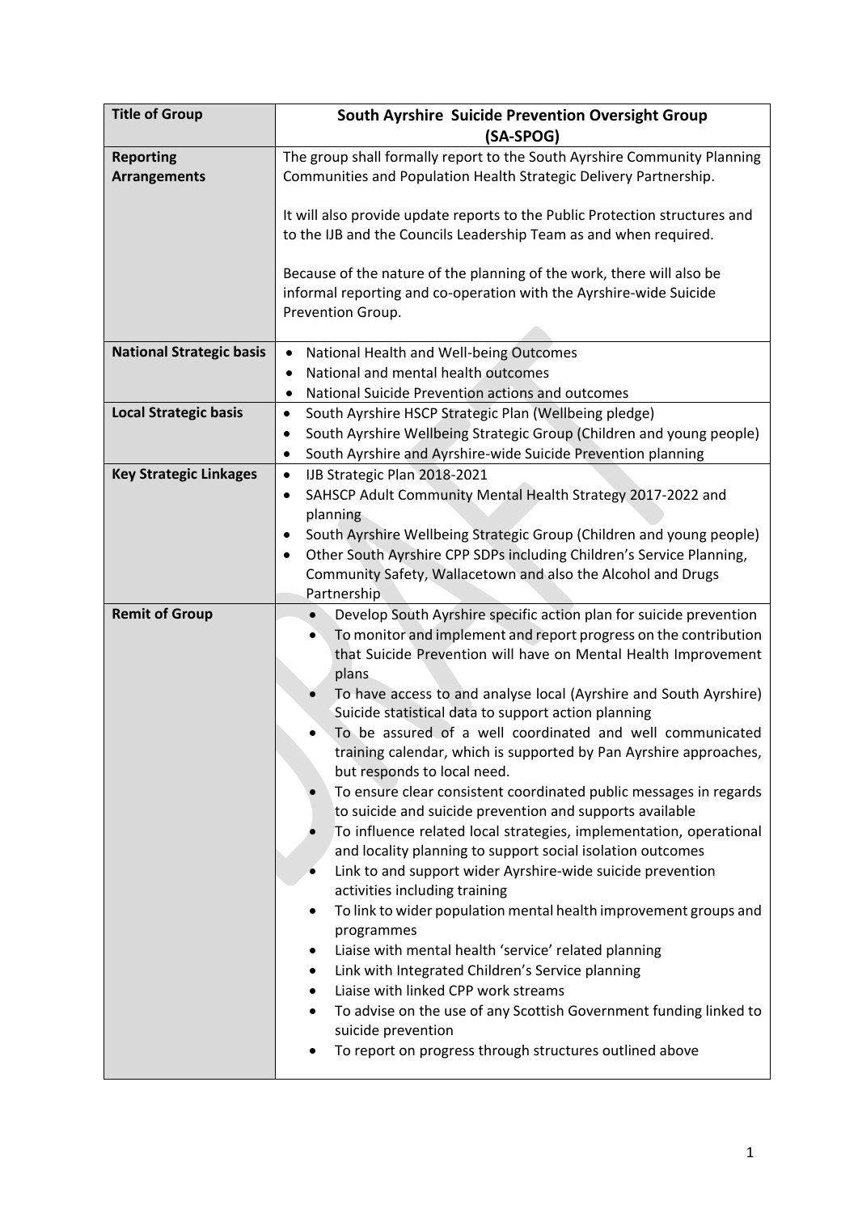| **Title of Group** | **South Ayrshire Suicide Prevention Oversight Group (SA-SPOG)** |
|---|---|
| **Reporting Arrangements** | The group shall formally report to the South Ayrshire Community Planning Communities and Population Health Strategic Delivery Partnership.<br><br>It will also provide update reports to the Public Protection structures and to the IJB and the Councils Leadership Team as and when required.<br><br>Because of the nature of the planning of the work, there will also be informal reporting and co-operation with the Ayrshire-wide Suicide Prevention Group. |
| **National Strategic basis** | • National Health and Well-being Outcomes<br>• National and mental health outcomes<br>• National Suicide Prevention actions and outcomes |
| **Local Strategic basis** | • South Ayrshire HSCP Strategic Plan (Wellbeing pledge)<br>• South Ayrshire Wellbeing Strategic Group (Children and young people)<br>• South Ayrshire and Ayrshire-wide Suicide Prevention planning |
| **Key Strategic Linkages** | • IJB Strategic Plan 2018-2021<br>• SAHSCP Adult Community Mental Health Strategy 2017-2022 and planning<br>• South Ayrshire Wellbeing Strategic Group (Children and young people)<br>• Other South Ayrshire CPP SDPs including Children's Service Planning, Community Safety, Wallacetown and also the Alcohol and Drugs Partnership |
| **Remit of Group** | • Develop South Ayrshire specific action plan for suicide prevention<br>• To monitor and implement and report progress on the contribution that Suicide Prevention will have on Mental Health Improvement plans<br>• To have access to and analyse local (Ayrshire and South Ayrshire) Suicide statistical data to support action planning<br>• To be assured of a well coordinated and well communicated training calendar, which is supported by Pan Ayrshire approaches, but responds to local need.<br>• To ensure clear consistent coordinated public messages in regards to suicide and suicide prevention and supports available<br>• To influence related local strategies, implementation, operational and locality planning to support social isolation outcomes<br>• Link to and support wider Ayrshire-wide suicide prevention activities including training<br>• To link to wider population mental health improvement groups and programmes<br>• Liaise with mental health 'service' related planning<br>• Link with Integrated Children's Service planning<br>• Liaise with linked CPP work streams<br>• To advise on the use of any Scottish Government funding linked to suicide prevention<br>• To report on progress through structures outlined above |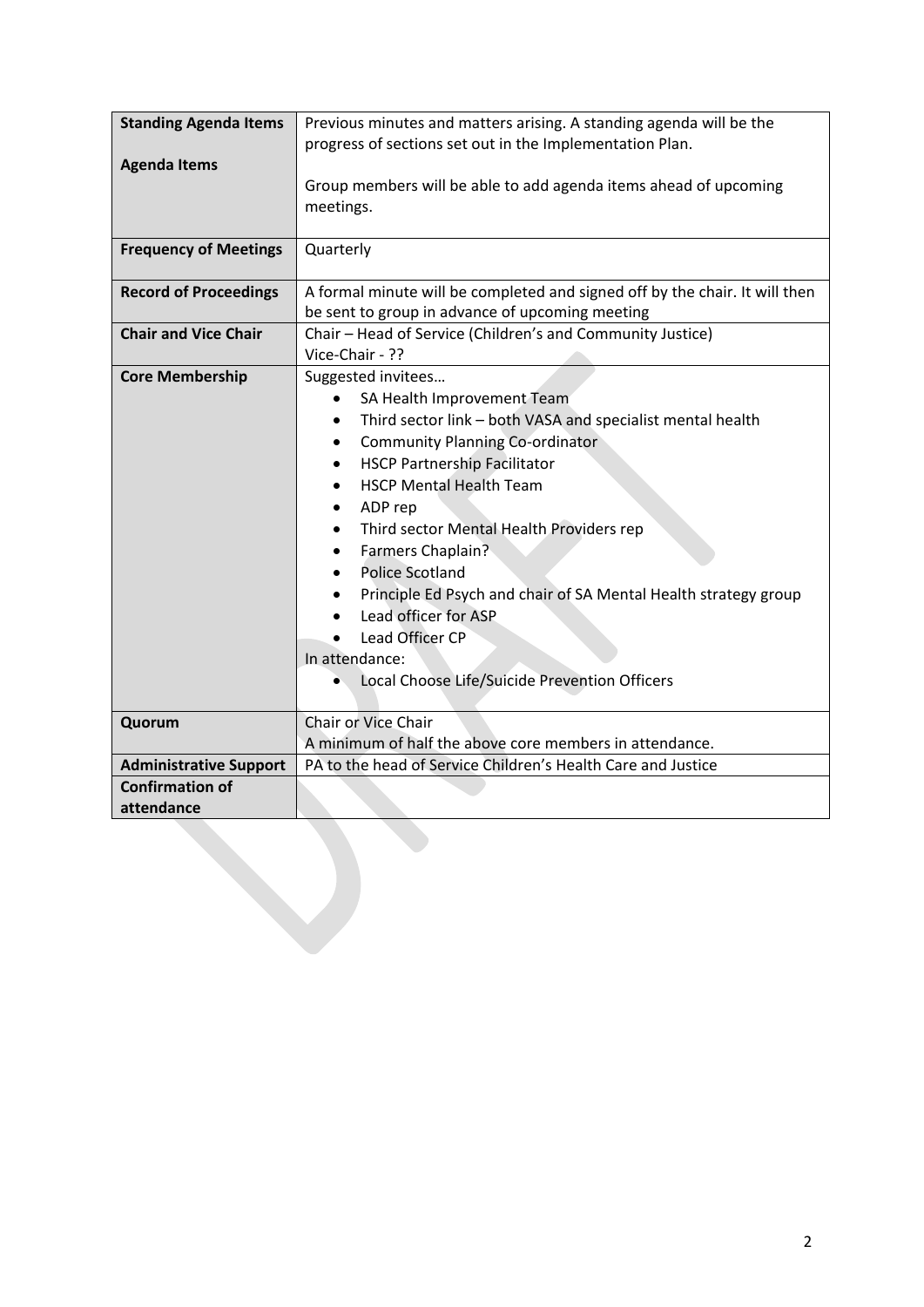| | |
|---|---|
| **Standing Agenda Items**<br><br>**Agenda Items** | Previous minutes and matters arising. A standing agenda will be the progress of sections set out in the Implementation Plan.<br><br>Group members will be able to add agenda items ahead of upcoming meetings. |
| **Frequency of Meetings** | Quarterly |
| **Record of Proceedings** | A formal minute will be completed and signed off by the chair. It will then be sent to group in advance of upcoming meeting |
| **Chair and Vice Chair** | Chair – Head of Service (Children's and Community Justice)<br>Vice-Chair - ?? |
| **Core Membership** | Suggested invitees…<br>• SA Health Improvement Team<br>• Third sector link – both VASA and specialist mental health<br>• Community Planning Co-ordinator<br>• HSCP Partnership Facilitator<br>• HSCP Mental Health Team<br>• ADP rep<br>• Third sector Mental Health Providers rep<br>• Farmers Chaplain?<br>• Police Scotland<br>• Principle Ed Psych and chair of SA Mental Health strategy group<br>• Lead officer for ASP<br>• Lead Officer CP<br>In attendance:<br>• Local Choose Life/Suicide Prevention Officers |
| **Quorum** | Chair or Vice Chair<br>A minimum of half the above core members in attendance. |
| **Administrative Support** | PA to the head of Service Children's Health Care and Justice |
| **Confirmation of attendance** | |